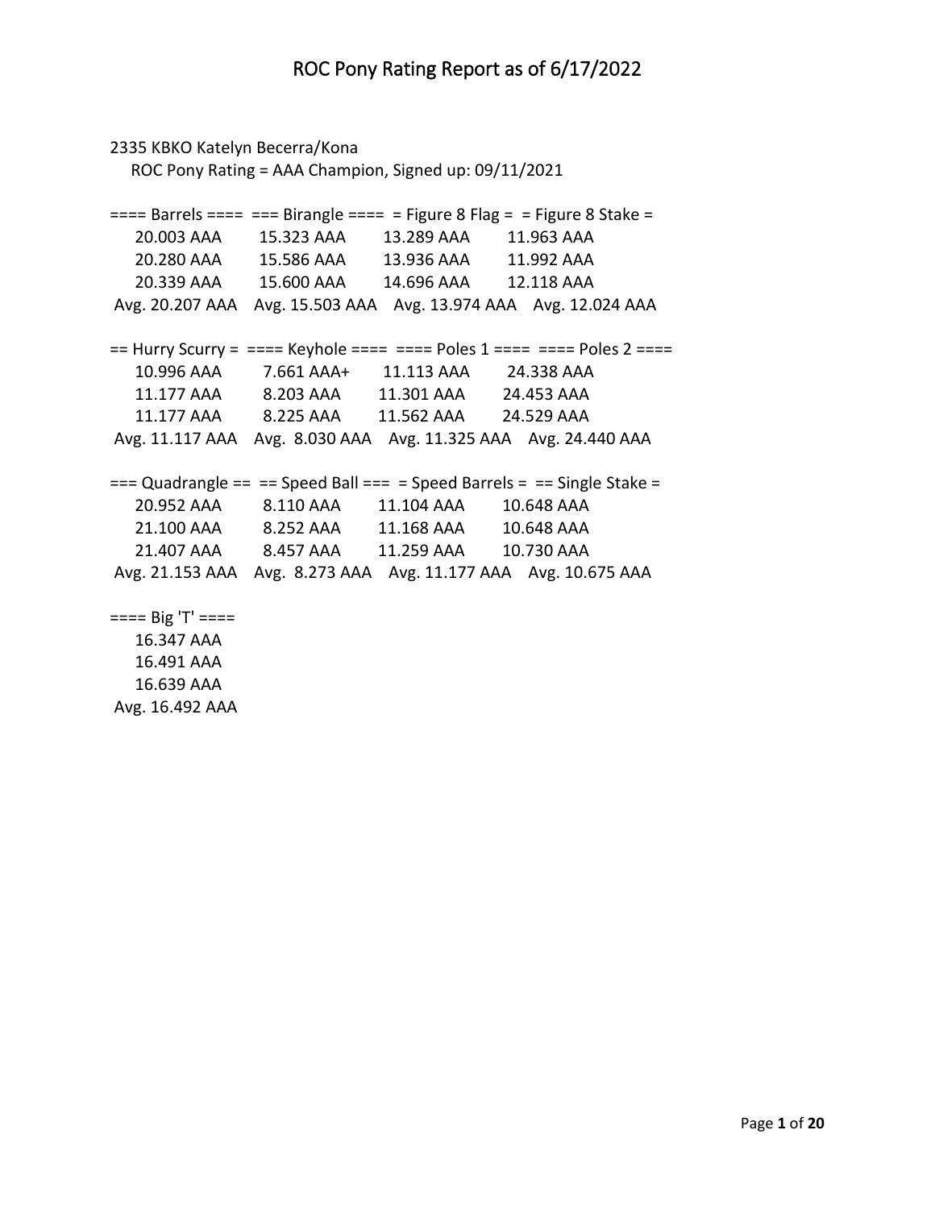# ROC Pony Rating Report as of 6/17/2022

2335 KBKO Katelyn Becerra/Kona

ROC Pony Rating = AAA Champion, Signed up: 09/11/2021

| ==== Barrels ==== | === Birangle ==== | = Figure 8 Flag = | = Figure 8 Stake = |
|---|---|---|---|
| 20.003 AAA | 15.323 AAA | 13.289 AAA | 11.963 AAA |
| 20.280 AAA | 15.586 AAA | 13.936 AAA | 11.992 AAA |
| 20.339 AAA | 15.600 AAA | 14.696 AAA | 12.118 AAA |
| Avg. 20.207 AAA | Avg. 15.503 AAA | Avg. 13.974 AAA | Avg. 12.024 AAA |

| == Hurry Scurry = | ==== Keyhole ==== | ==== Poles 1 ==== | ==== Poles 2 ==== |
|---|---|---|---|
| 10.996 AAA | 7.661 AAA+ | 11.113 AAA | 24.338 AAA |
| 11.177 AAA | 8.203 AAA | 11.301 AAA | 24.453 AAA |
| 11.177 AAA | 8.225 AAA | 11.562 AAA | 24.529 AAA |
| Avg. 11.117 AAA | Avg. 8.030 AAA | Avg. 11.325 AAA | Avg. 24.440 AAA |

| === Quadrangle == | == Speed Ball === | = Speed Barrels = | == Single Stake = |
|---|---|---|---|
| 20.952 AAA | 8.110 AAA | 11.104 AAA | 10.648 AAA |
| 21.100 AAA | 8.252 AAA | 11.168 AAA | 10.648 AAA |
| 21.407 AAA | 8.457 AAA | 11.259 AAA | 10.730 AAA |
| Avg. 21.153 AAA | Avg. 8.273 AAA | Avg. 11.177 AAA | Avg. 10.675 AAA |

| ==== Big 'T' ==== |
|---|
| 16.347 AAA |
| 16.491 AAA |
| 16.639 AAA |
| Avg. 16.492 AAA |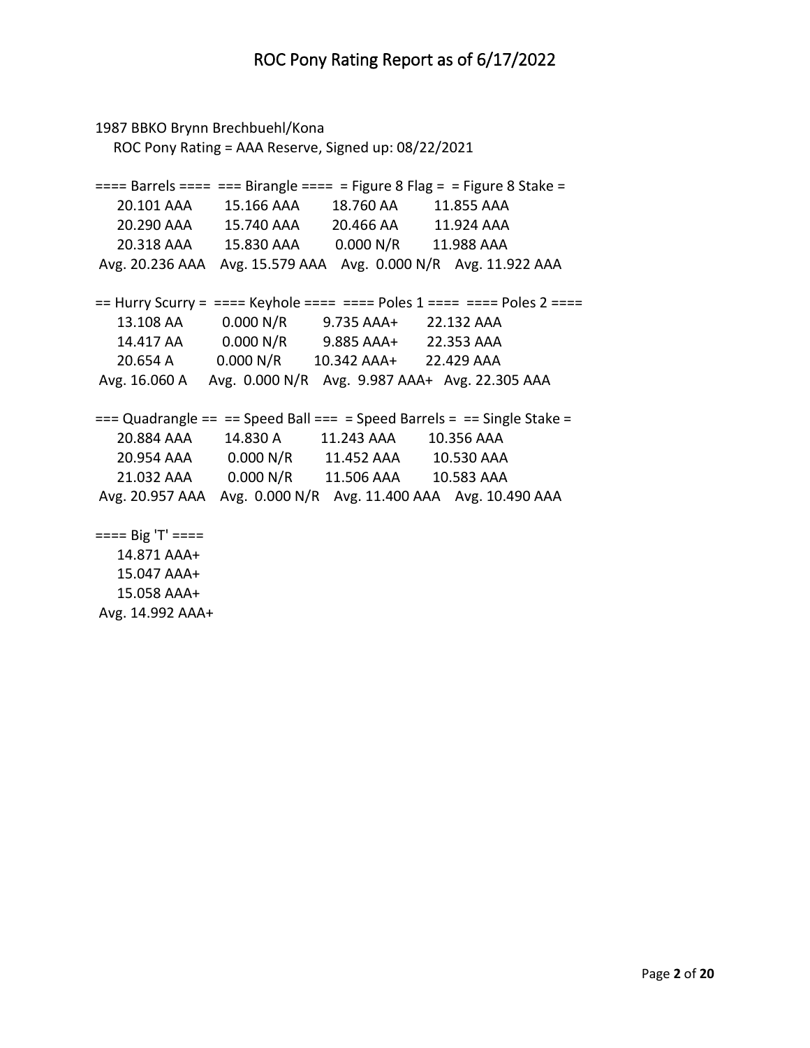1987 BBKO Brynn Brechbuehl/Kona

ROC Pony Rating = AAA Reserve, Signed up: 08/22/2021

| ==== Barrels ==== | === Birangle ==== | = Figure 8 Flag = | = Figure 8 Stake = |
|---|---|---|---|
| 20.101 AAA | 15.166 AAA | 18.760 AA | 11.855 AAA |
| 20.290 AAA | 15.740 AAA | 20.466 AA | 11.924 AAA |
| 20.318 AAA | 15.830 AAA | 0.000 N/R | 11.988 AAA |
| Avg. 20.236 AAA | Avg. 15.579 AAA | Avg. 0.000 N/R | Avg. 11.922 AAA |

| == Hurry Scurry = | ==== Keyhole ==== | ==== Poles 1 ==== | ==== Poles 2 ==== |
|---|---|---|---|
| 13.108 AA | 0.000 N/R | 9.735 AAA+ | 22.132 AAA |
| 14.417 AA | 0.000 N/R | 9.885 AAA+ | 22.353 AAA |
| 20.654 A | 0.000 N/R | 10.342 AAA+ | 22.429 AAA |
| Avg. 16.060 A | Avg. 0.000 N/R | Avg. 9.987 AAA+ | Avg. 22.305 AAA |

| === Quadrangle == | == Speed Ball === | = Speed Barrels = | == Single Stake = |
|---|---|---|---|
| 20.884 AAA | 14.830 A | 11.243 AAA | 10.356 AAA |
| 20.954 AAA | 0.000 N/R | 11.452 AAA | 10.530 AAA |
| 21.032 AAA | 0.000 N/R | 11.506 AAA | 10.583 AAA |
| Avg. 20.957 AAA | Avg. 0.000 N/R | Avg. 11.400 AAA | Avg. 10.490 AAA |

| ==== Big 'T' ==== |
|---|
| 14.871 AAA+ |
| 15.047 AAA+ |
| 15.058 AAA+ |
| Avg. 14.992 AAA+ |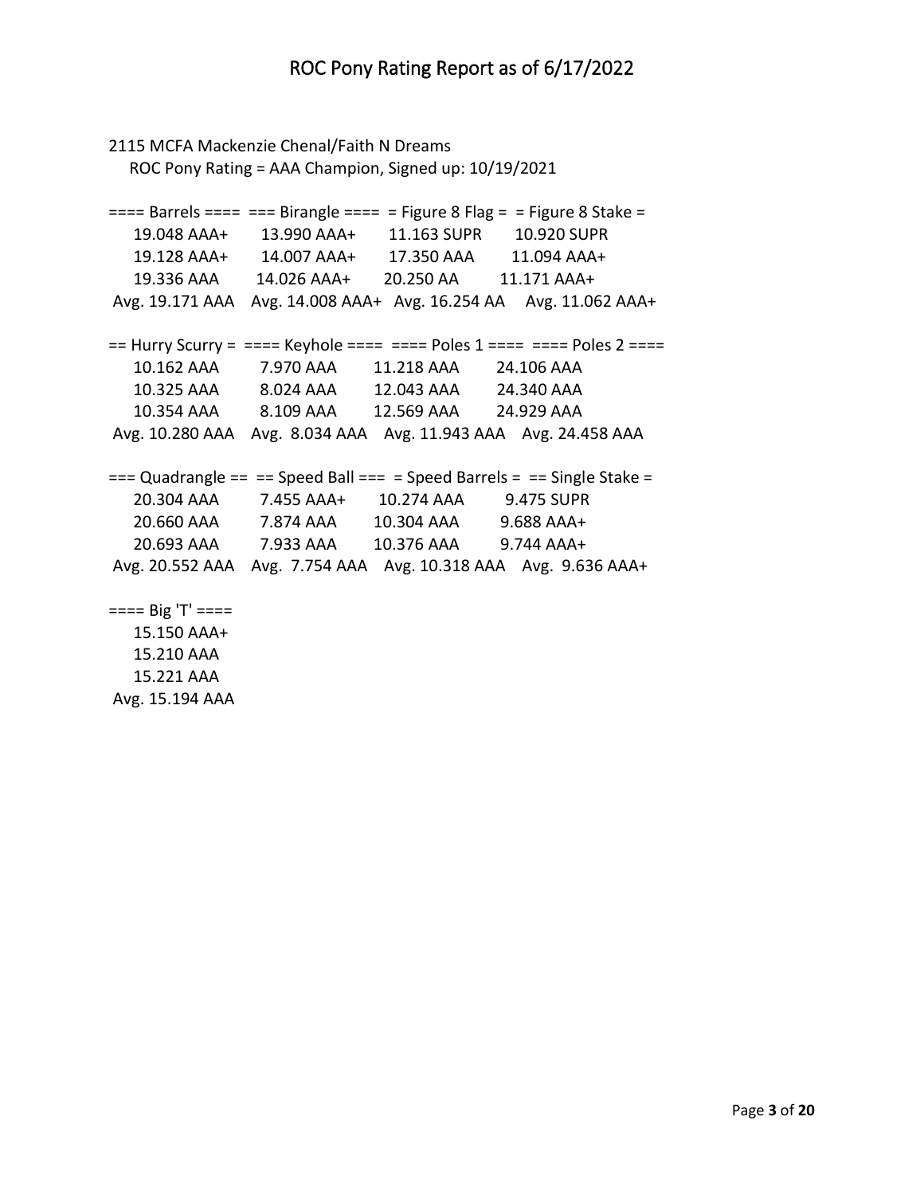2115 MCFA Mackenzie Chenal/Faith N Dreams
ROC Pony Rating = AAA Champion, Signed up: 10/19/2021

| ==== Barrels ==== | === Birangle ==== | = Figure 8 Flag = | = Figure 8 Stake = |
|---|---|---|---|
| 19.048 AAA+ | 13.990 AAA+ | 11.163 SUPR | 10.920 SUPR |
| 19.128 AAA+ | 14.007 AAA+ | 17.350 AAA | 11.094 AAA+ |
| 19.336 AAA | 14.026 AAA+ | 20.250 AA | 11.171 AAA+ |
| Avg. 19.171 AAA | Avg. 14.008 AAA+ | Avg. 16.254 AA | Avg. 11.062 AAA+ |

| == Hurry Scurry = | ==== Keyhole ==== | ==== Poles 1 ==== | ==== Poles 2 ==== |
|---|---|---|---|
| 10.162 AAA | 7.970 AAA | 11.218 AAA | 24.106 AAA |
| 10.325 AAA | 8.024 AAA | 12.043 AAA | 24.340 AAA |
| 10.354 AAA | 8.109 AAA | 12.569 AAA | 24.929 AAA |
| Avg. 10.280 AAA | Avg. 8.034 AAA | Avg. 11.943 AAA | Avg. 24.458 AAA |

| === Quadrangle == | == Speed Ball === | = Speed Barrels = | == Single Stake = |
|---|---|---|---|
| 20.304 AAA | 7.455 AAA+ | 10.274 AAA | 9.475 SUPR |
| 20.660 AAA | 7.874 AAA | 10.304 AAA | 9.688 AAA+ |
| 20.693 AAA | 7.933 AAA | 10.376 AAA | 9.744 AAA+ |
| Avg. 20.552 AAA | Avg. 7.754 AAA | Avg. 10.318 AAA | Avg. 9.636 AAA+ |

| ==== Big 'T' ==== |
|---|
| 15.150 AAA+ |
| 15.210 AAA |
| 15.221 AAA |
| Avg. 15.194 AAA |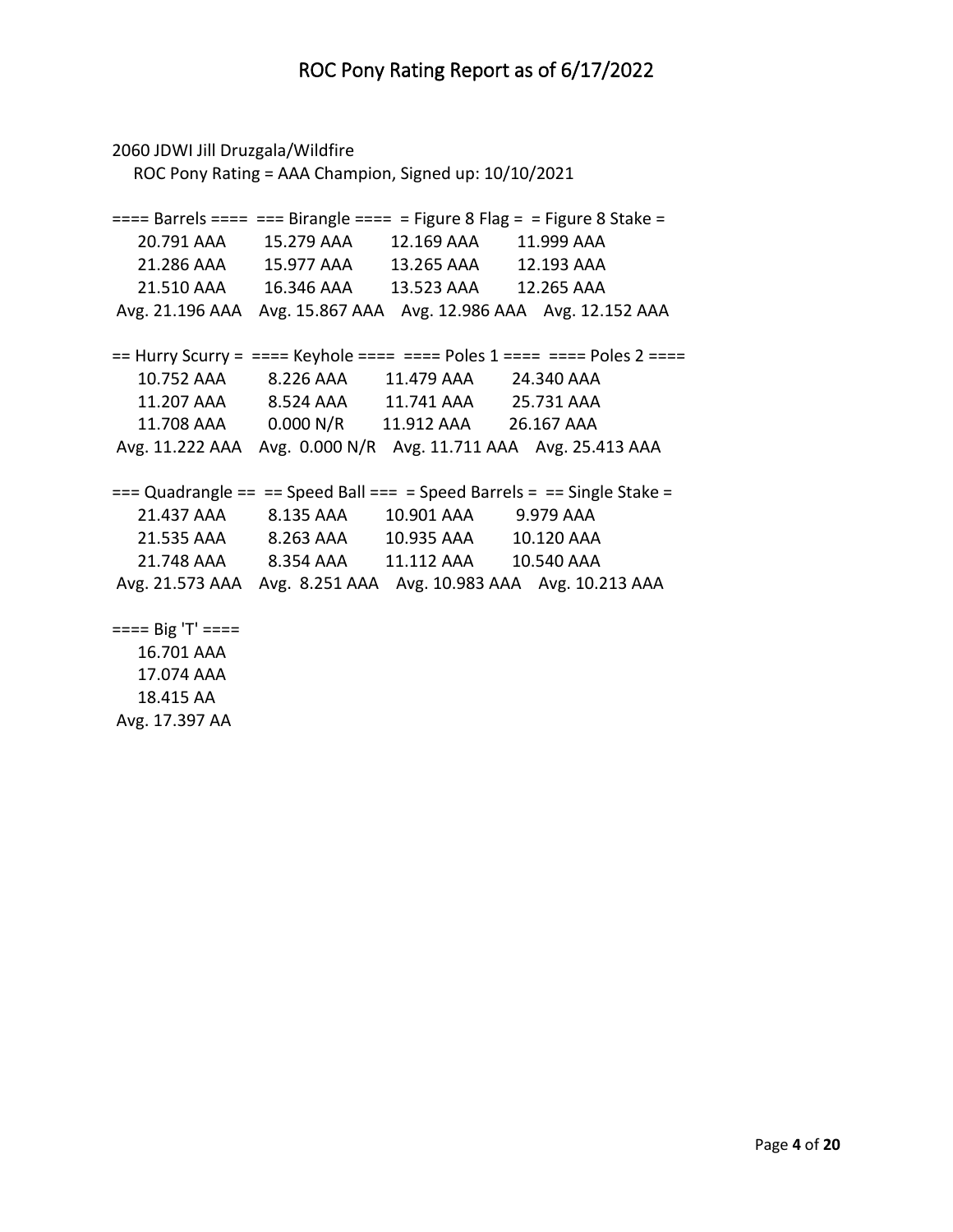2060 JDWI Jill Druzgala/Wildfire

ROC Pony Rating = AAA Champion, Signed up: 10/10/2021

| ==== Barrels ==== | === Birangle ==== | = Figure 8 Flag = | = Figure 8 Stake = |
|---|---|---|---|
| 20.791 AAA | 15.279 AAA | 12.169 AAA | 11.999 AAA |
| 21.286 AAA | 15.977 AAA | 13.265 AAA | 12.193 AAA |
| 21.510 AAA | 16.346 AAA | 13.523 AAA | 12.265 AAA |
| Avg. 21.196 AAA | Avg. 15.867 AAA | Avg. 12.986 AAA | Avg. 12.152 AAA |

| == Hurry Scurry = | ==== Keyhole ==== | ==== Poles 1 ==== | ==== Poles 2 ==== |
|---|---|---|---|
| 10.752 AAA | 8.226 AAA | 11.479 AAA | 24.340 AAA |
| 11.207 AAA | 8.524 AAA | 11.741 AAA | 25.731 AAA |
| 11.708 AAA | 0.000 N/R | 11.912 AAA | 26.167 AAA |
| Avg. 11.222 AAA | Avg. 0.000 N/R | Avg. 11.711 AAA | Avg. 25.413 AAA |

| === Quadrangle == | == Speed Ball === | = Speed Barrels = | == Single Stake = |
|---|---|---|---|
| 21.437 AAA | 8.135 AAA | 10.901 AAA | 9.979 AAA |
| 21.535 AAA | 8.263 AAA | 10.935 AAA | 10.120 AAA |
| 21.748 AAA | 8.354 AAA | 11.112 AAA | 10.540 AAA |
| Avg. 21.573 AAA | Avg. 8.251 AAA | Avg. 10.983 AAA | Avg. 10.213 AAA |

| ==== Big 'T' ==== |
|---|
| 16.701 AAA |
| 17.074 AAA |
| 18.415 AA |
| Avg. 17.397 AA |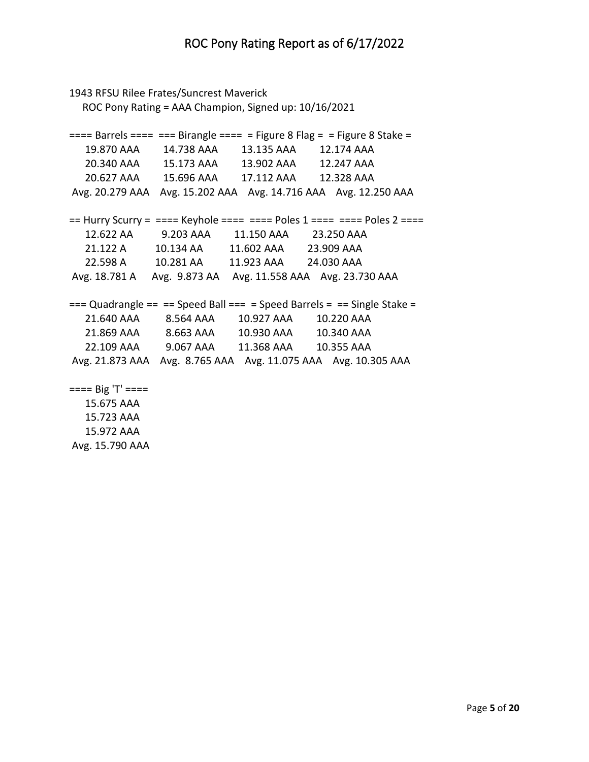1943 RFSU Rilee Frates/Suncrest Maverick

ROC Pony Rating = AAA Champion, Signed up: 10/16/2021

| ==== Barrels ==== | === Birangle ==== | = Figure 8 Flag = | = Figure 8 Stake = |
|---|---|---|---|
| 19.870 AAA | 14.738 AAA | 13.135 AAA | 12.174 AAA |
| 20.340 AAA | 15.173 AAA | 13.902 AAA | 12.247 AAA |
| 20.627 AAA | 15.696 AAA | 17.112 AAA | 12.328 AAA |
| Avg. 20.279 AAA | Avg. 15.202 AAA | Avg. 14.716 AAA | Avg. 12.250 AAA |

| == Hurry Scurry = | ==== Keyhole ==== | ==== Poles 1 ==== | ==== Poles 2 ==== |
|---|---|---|---|
| 12.622 AA | 9.203 AAA | 11.150 AAA | 23.250 AAA |
| 21.122 A | 10.134 AA | 11.602 AAA | 23.909 AAA |
| 22.598 A | 10.281 AA | 11.923 AAA | 24.030 AAA |
| Avg. 18.781 A | Avg. 9.873 AA | Avg. 11.558 AAA | Avg. 23.730 AAA |

| === Quadrangle == | == Speed Ball === | = Speed Barrels = | == Single Stake = |
|---|---|---|---|
| 21.640 AAA | 8.564 AAA | 10.927 AAA | 10.220 AAA |
| 21.869 AAA | 8.663 AAA | 10.930 AAA | 10.340 AAA |
| 22.109 AAA | 9.067 AAA | 11.368 AAA | 10.355 AAA |
| Avg. 21.873 AAA | Avg. 8.765 AAA | Avg. 11.075 AAA | Avg. 10.305 AAA |

| ==== Big 'T' ==== |
|---|
| 15.675 AAA |
| 15.723 AAA |
| 15.972 AAA |
| Avg. 15.790 AAA |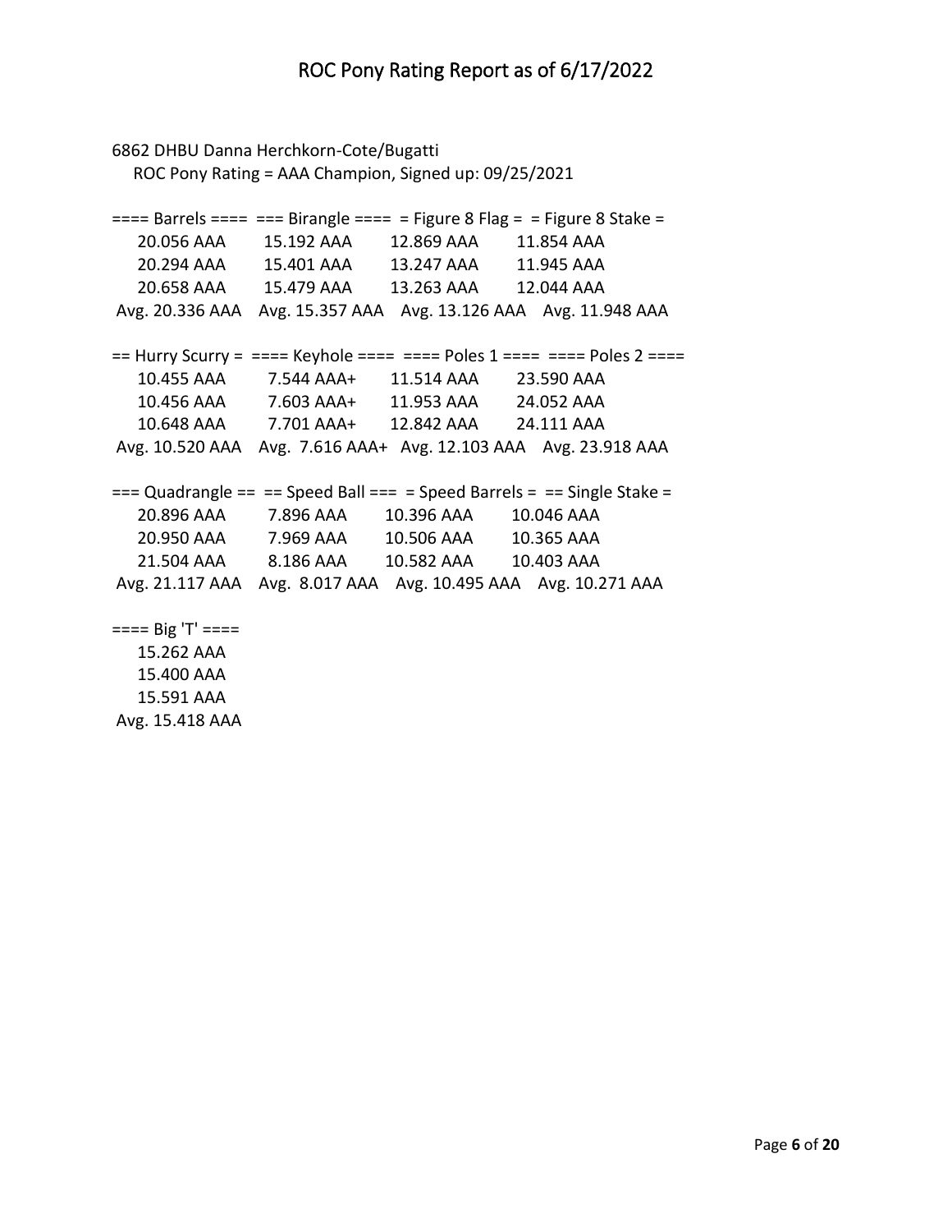6862 DHBU Danna Herchkorn-Cote/Bugatti

ROC Pony Rating = AAA Champion, Signed up: 09/25/2021

| Barrels | Birangle | Figure 8 Flag | Figure 8 Stake |
|---|---|---|---|
| 20.056 AAA | 15.192 AAA | 12.869 AAA | 11.854 AAA |
| 20.294 AAA | 15.401 AAA | 13.247 AAA | 11.945 AAA |
| 20.658 AAA | 15.479 AAA | 13.263 AAA | 12.044 AAA |
| Avg. 20.336 AAA | Avg. 15.357 AAA | Avg. 13.126 AAA | Avg. 11.948 AAA |

| Hurry Scurry | Keyhole | Poles 1 | Poles 2 |
|---|---|---|---|
| 10.455 AAA | 7.544 AAA+ | 11.514 AAA | 23.590 AAA |
| 10.456 AAA | 7.603 AAA+ | 11.953 AAA | 24.052 AAA |
| 10.648 AAA | 7.701 AAA+ | 12.842 AAA | 24.111 AAA |
| Avg. 10.520 AAA | Avg. 7.616 AAA+ | Avg. 12.103 AAA | Avg. 23.918 AAA |

| Quadrangle | Speed Ball | Speed Barrels | Single Stake |
|---|---|---|---|
| 20.896 AAA | 7.896 AAA | 10.396 AAA | 10.046 AAA |
| 20.950 AAA | 7.969 AAA | 10.506 AAA | 10.365 AAA |
| 21.504 AAA | 8.186 AAA | 10.582 AAA | 10.403 AAA |
| Avg. 21.117 AAA | Avg. 8.017 AAA | Avg. 10.495 AAA | Avg. 10.271 AAA |

| Big 'T' |
|---|
| 15.262 AAA |
| 15.400 AAA |
| 15.591 AAA |
| Avg. 15.418 AAA |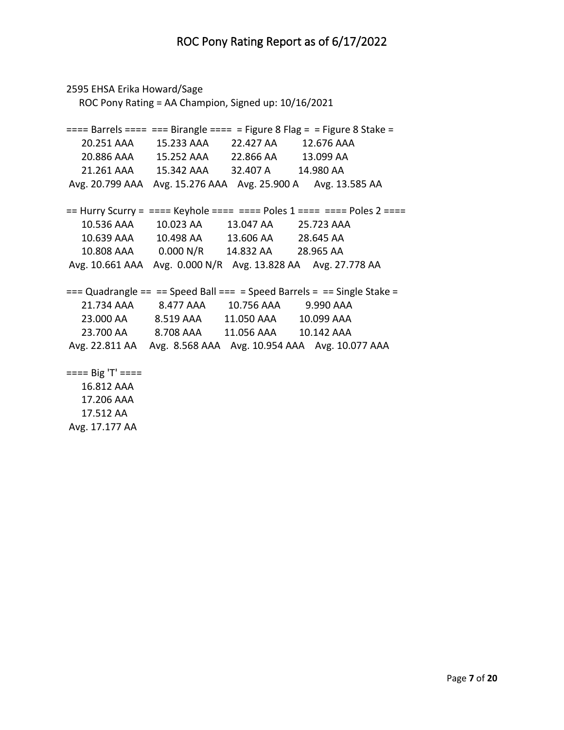# ROC Pony Rating Report as of 6/17/2022

2595 EHSA Erika Howard/Sage

ROC Pony Rating = AA Champion, Signed up: 10/16/2021

| ==== Barrels ==== | === Birangle ==== | = Figure 8 Flag = | = Figure 8 Stake = |
|---|---|---|---|
| 20.251 AAA | 15.233 AAA | 22.427 AA | 12.676 AAA |
| 20.886 AAA | 15.252 AAA | 22.866 AA | 13.099 AA |
| 21.261 AAA | 15.342 AAA | 32.407 A | 14.980 AA |
| Avg. 20.799 AAA | Avg. 15.276 AAA | Avg. 25.900 A | Avg. 13.585 AA |

| == Hurry Scurry = | ==== Keyhole ==== | ==== Poles 1 ==== | ==== Poles 2 ==== |
|---|---|---|---|
| 10.536 AAA | 10.023 AA | 13.047 AA | 25.723 AAA |
| 10.639 AAA | 10.498 AA | 13.606 AA | 28.645 AA |
| 10.808 AAA | 0.000 N/R | 14.832 AA | 28.965 AA |
| Avg. 10.661 AAA | Avg. 0.000 N/R | Avg. 13.828 AA | Avg. 27.778 AA |

| === Quadrangle == | == Speed Ball === | = Speed Barrels = | == Single Stake = |
|---|---|---|---|
| 21.734 AAA | 8.477 AAA | 10.756 AAA | 9.990 AAA |
| 23.000 AA | 8.519 AAA | 11.050 AAA | 10.099 AAA |
| 23.700 AA | 8.708 AAA | 11.056 AAA | 10.142 AAA |
| Avg. 22.811 AA | Avg. 8.568 AAA | Avg. 10.954 AAA | Avg. 10.077 AAA |

| ==== Big 'T' ==== |
|---|
| 16.812 AAA |
| 17.206 AAA |
| 17.512 AA |
| Avg. 17.177 AA |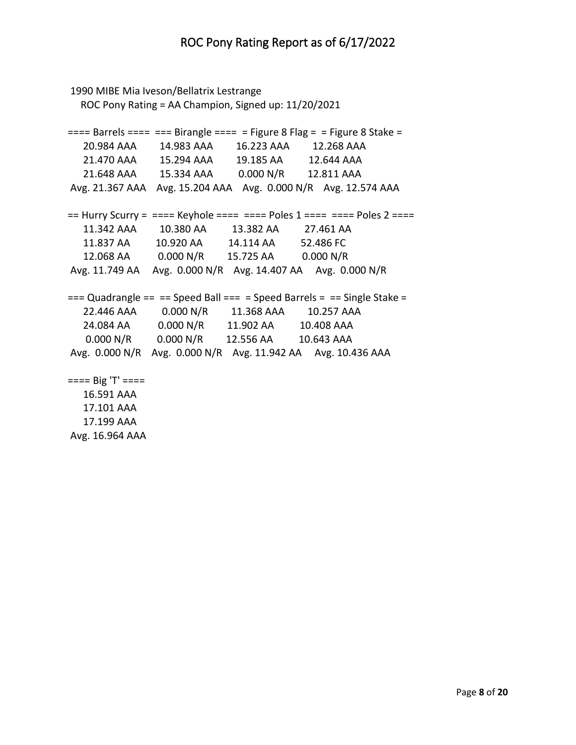# ROC Pony Rating Report as of 6/17/2022

1990 MIBE Mia Iveson/Bellatrix Lestrange
ROC Pony Rating = AA Champion, Signed up: 11/20/2021

| Barrels | Birangle | Figure 8 Flag | Figure 8 Stake |
|---|---|---|---|
| 20.984 AAA | 14.983 AAA | 16.223 AAA | 12.268 AAA |
| 21.470 AAA | 15.294 AAA | 19.185 AA | 12.644 AAA |
| 21.648 AAA | 15.334 AAA | 0.000 N/R | 12.811 AAA |
| Avg. 21.367 AAA | Avg. 15.204 AAA | Avg. 0.000 N/R | Avg. 12.574 AAA |

| Hurry Scurry | Keyhole | Poles 1 | Poles 2 |
|---|---|---|---|
| 11.342 AAA | 10.380 AA | 13.382 AA | 27.461 AA |
| 11.837 AA | 10.920 AA | 14.114 AA | 52.486 FC |
| 12.068 AA | 0.000 N/R | 15.725 AA | 0.000 N/R |
| Avg. 11.749 AA | Avg. 0.000 N/R | Avg. 14.407 AA | Avg. 0.000 N/R |

| Quadrangle | Speed Ball | Speed Barrels | Single Stake |
|---|---|---|---|
| 22.446 AAA | 0.000 N/R | 11.368 AAA | 10.257 AAA |
| 24.084 AA | 0.000 N/R | 11.902 AA | 10.408 AAA |
| 0.000 N/R | 0.000 N/R | 12.556 AA | 10.643 AAA |
| Avg. 0.000 N/R | Avg. 0.000 N/R | Avg. 11.942 AA | Avg. 10.436 AAA |

| Big 'T' |
|---|
| 16.591 AAA |
| 17.101 AAA |
| 17.199 AAA |
| Avg. 16.964 AAA |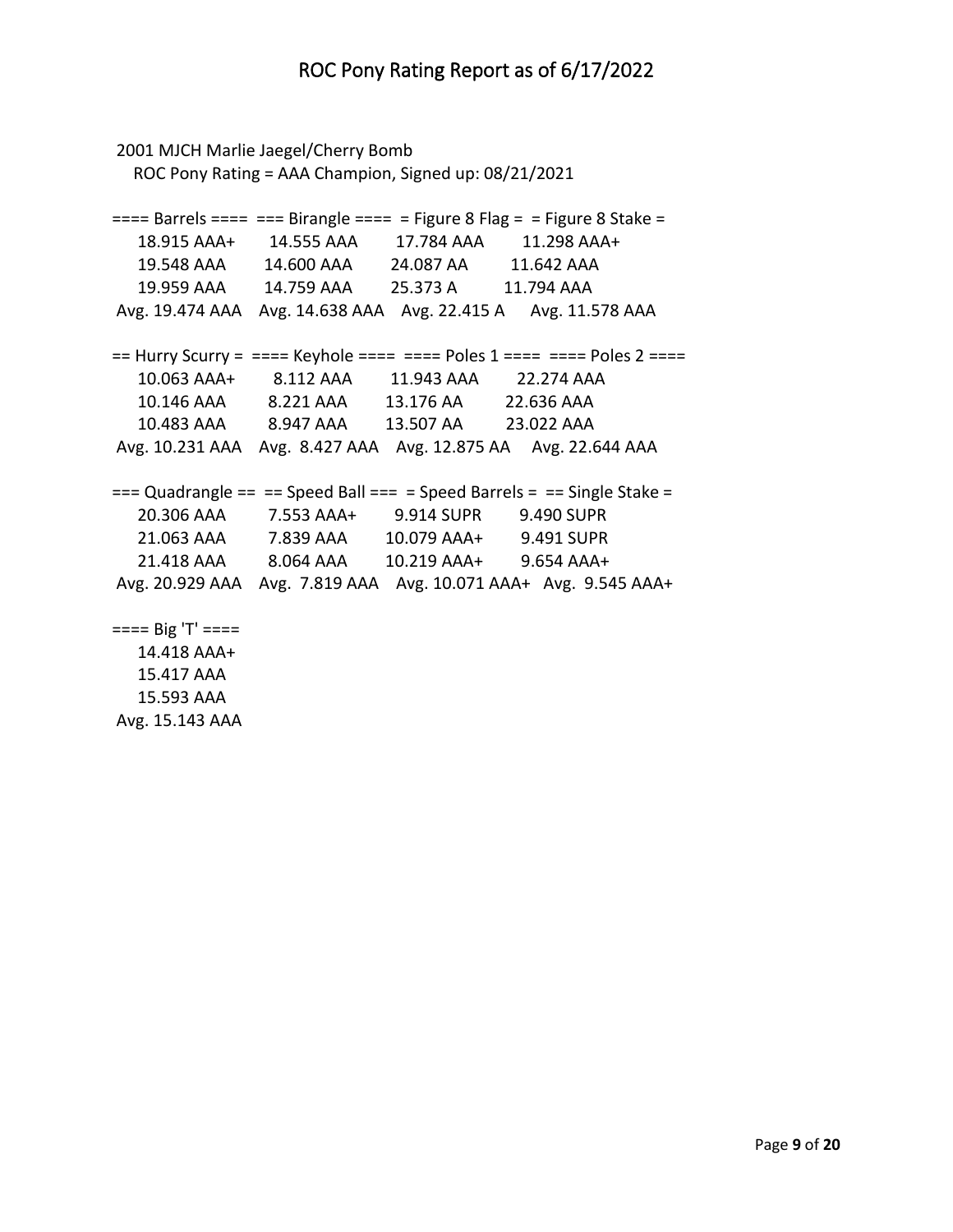2001 MJCH Marlie Jaegel/Cherry Bomb

ROC Pony Rating = AAA Champion, Signed up: 08/21/2021

| Barrels | Birangle | Figure 8 Flag | Figure 8 Stake |
|---|---|---|---|
| 18.915 AAA+ | 14.555 AAA | 17.784 AAA | 11.298 AAA+ |
| 19.548 AAA | 14.600 AAA | 24.087 AA | 11.642 AAA |
| 19.959 AAA | 14.759 AAA | 25.373 A | 11.794 AAA |
| Avg. 19.474 AAA | Avg. 14.638 AAA | Avg. 22.415 A | Avg. 11.578 AAA |

| Hurry Scurry | Keyhole | Poles 1 | Poles 2 |
|---|---|---|---|
| 10.063 AAA+ | 8.112 AAA | 11.943 AAA | 22.274 AAA |
| 10.146 AAA | 8.221 AAA | 13.176 AA | 22.636 AAA |
| 10.483 AAA | 8.947 AAA | 13.507 AA | 23.022 AAA |
| Avg. 10.231 AAA | Avg. 8.427 AAA | Avg. 12.875 AA | Avg. 22.644 AAA |

| Quadrangle | Speed Ball | Speed Barrels | Single Stake |
|---|---|---|---|
| 20.306 AAA | 7.553 AAA+ | 9.914 SUPR | 9.490 SUPR |
| 21.063 AAA | 7.839 AAA | 10.079 AAA+ | 9.491 SUPR |
| 21.418 AAA | 8.064 AAA | 10.219 AAA+ | 9.654 AAA+ |
| Avg. 20.929 AAA | Avg. 7.819 AAA | Avg. 10.071 AAA+ | Avg. 9.545 AAA+ |

| Big 'T' |
|---|
| 14.418 AAA+ |
| 15.417 AAA |
| 15.593 AAA |
| Avg. 15.143 AAA |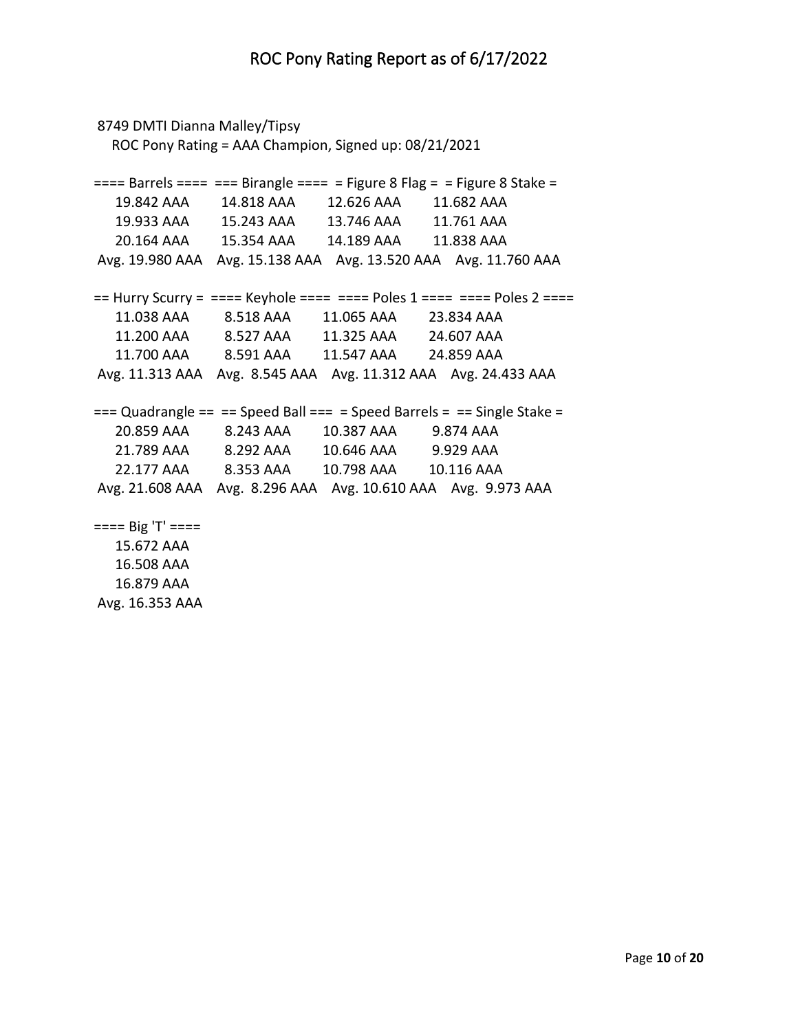8749 DMTI Dianna Malley/Tipsy

ROC Pony Rating = AAA Champion, Signed up: 08/21/2021

| Barrels | Birangle | Figure 8 Flag | Figure 8 Stake |
|---|---|---|---|
| 19.842 AAA | 14.818 AAA | 12.626 AAA | 11.682 AAA |
| 19.933 AAA | 15.243 AAA | 13.746 AAA | 11.761 AAA |
| 20.164 AAA | 15.354 AAA | 14.189 AAA | 11.838 AAA |
| Avg. 19.980 AAA | Avg. 15.138 AAA | Avg. 13.520 AAA | Avg. 11.760 AAA |

| Hurry Scurry | Keyhole | Poles 1 | Poles 2 |
|---|---|---|---|
| 11.038 AAA | 8.518 AAA | 11.065 AAA | 23.834 AAA |
| 11.200 AAA | 8.527 AAA | 11.325 AAA | 24.607 AAA |
| 11.700 AAA | 8.591 AAA | 11.547 AAA | 24.859 AAA |
| Avg. 11.313 AAA | Avg. 8.545 AAA | Avg. 11.312 AAA | Avg. 24.433 AAA |

| Quadrangle | Speed Ball | Speed Barrels | Single Stake |
|---|---|---|---|
| 20.859 AAA | 8.243 AAA | 10.387 AAA | 9.874 AAA |
| 21.789 AAA | 8.292 AAA | 10.646 AAA | 9.929 AAA |
| 22.177 AAA | 8.353 AAA | 10.798 AAA | 10.116 AAA |
| Avg. 21.608 AAA | Avg. 8.296 AAA | Avg. 10.610 AAA | Avg. 9.973 AAA |

| Big 'T' |
|---|
| 15.672 AAA |
| 16.508 AAA |
| 16.879 AAA |
| Avg. 16.353 AAA |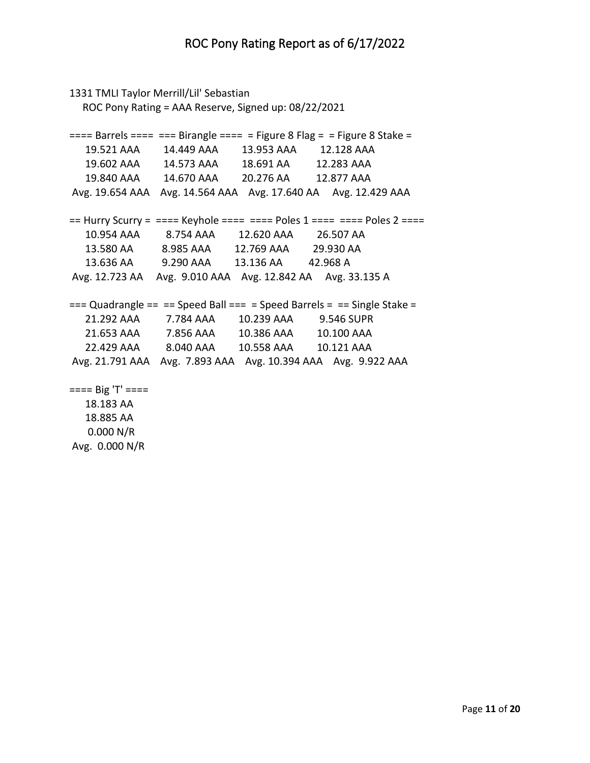1331 TMLI Taylor Merrill/Lil' Sebastian

ROC Pony Rating = AAA Reserve, Signed up: 08/22/2021

| ==== Barrels ==== | === Birangle ==== | = Figure 8 Flag = | = Figure 8 Stake = |
|---|---|---|---|
| 19.521 AAA | 14.449 AAA | 13.953 AAA | 12.128 AAA |
| 19.602 AAA | 14.573 AAA | 18.691 AA | 12.283 AAA |
| 19.840 AAA | 14.670 AAA | 20.276 AA | 12.877 AAA |
| Avg. 19.654 AAA | Avg. 14.564 AAA | Avg. 17.640 AA | Avg. 12.429 AAA |

| == Hurry Scurry = | ==== Keyhole ==== | ==== Poles 1 ==== | ==== Poles 2 ==== |
|---|---|---|---|
| 10.954 AAA | 8.754 AAA | 12.620 AAA | 26.507 AA |
| 13.580 AA | 8.985 AAA | 12.769 AAA | 29.930 AA |
| 13.636 AA | 9.290 AAA | 13.136 AA | 42.968 A |
| Avg. 12.723 AA | Avg. 9.010 AAA | Avg. 12.842 AA | Avg. 33.135 A |

| === Quadrangle == | == Speed Ball === | = Speed Barrels = | == Single Stake = |
|---|---|---|---|
| 21.292 AAA | 7.784 AAA | 10.239 AAA | 9.546 SUPR |
| 21.653 AAA | 7.856 AAA | 10.386 AAA | 10.100 AAA |
| 22.429 AAA | 8.040 AAA | 10.558 AAA | 10.121 AAA |
| Avg. 21.791 AAA | Avg. 7.893 AAA | Avg. 10.394 AAA | Avg. 9.922 AAA |

| ==== Big 'T' ==== |
|---|
| 18.183 AA |
| 18.885 AA |
| 0.000 N/R |
| Avg. 0.000 N/R |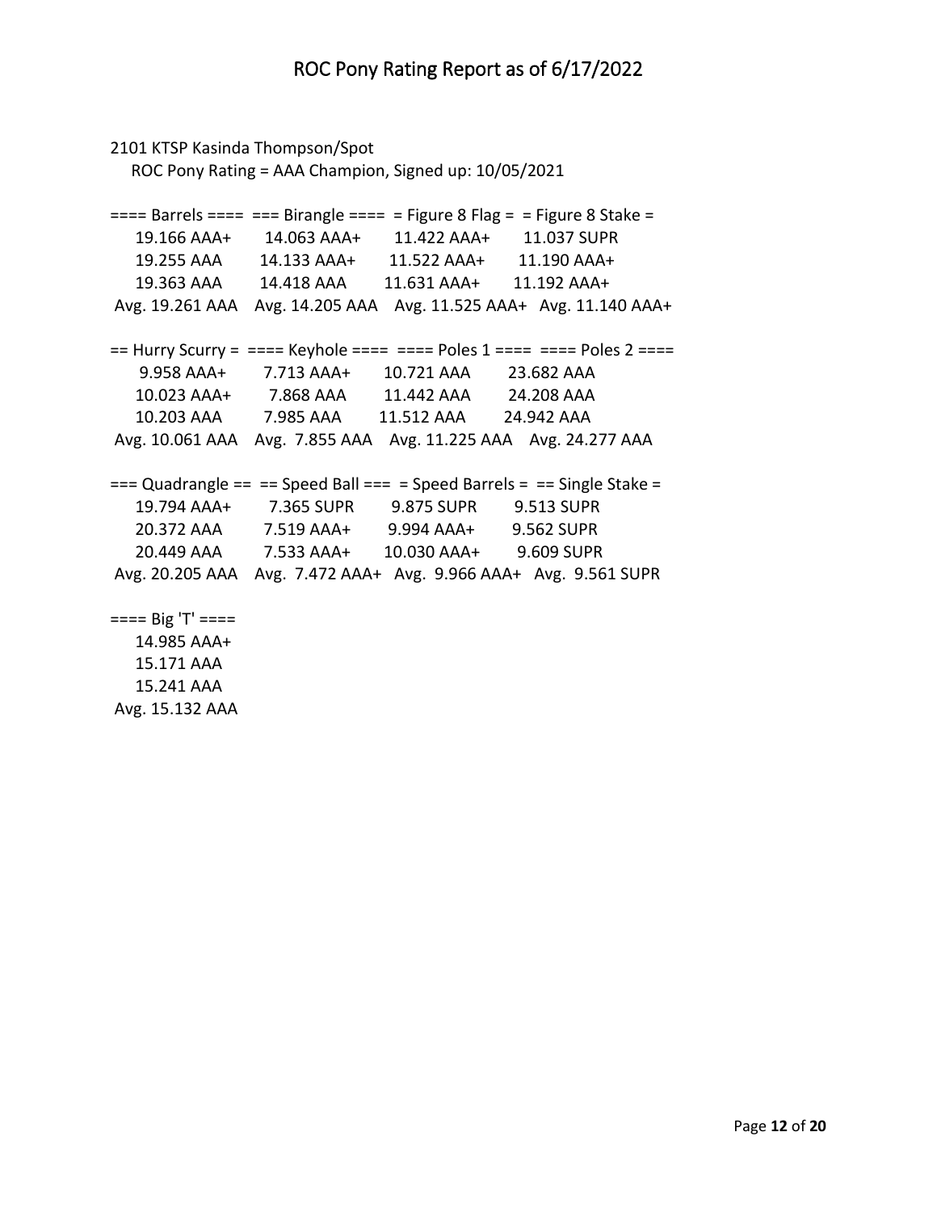2101 KTSP Kasinda Thompson/Spot

ROC Pony Rating = AAA Champion, Signed up: 10/05/2021

| ==== Barrels ==== | === Birangle ==== | = Figure 8 Flag = | = Figure 8 Stake = |
|---|---|---|---|
| 19.166 AAA+ | 14.063 AAA+ | 11.422 AAA+ | 11.037 SUPR |
| 19.255 AAA | 14.133 AAA+ | 11.522 AAA+ | 11.190 AAA+ |
| 19.363 AAA | 14.418 AAA | 11.631 AAA+ | 11.192 AAA+ |
| Avg. 19.261 AAA | Avg. 14.205 AAA | Avg. 11.525 AAA+ | Avg. 11.140 AAA+ |

| == Hurry Scurry = | ==== Keyhole ==== | ==== Poles 1 ==== | ==== Poles 2 ==== |
|---|---|---|---|
| 9.958 AAA+ | 7.713 AAA+ | 10.721 AAA | 23.682 AAA |
| 10.023 AAA+ | 7.868 AAA | 11.442 AAA | 24.208 AAA |
| 10.203 AAA | 7.985 AAA | 11.512 AAA | 24.942 AAA |
| Avg. 10.061 AAA | Avg. 7.855 AAA | Avg. 11.225 AAA | Avg. 24.277 AAA |

| === Quadrangle == | == Speed Ball === | = Speed Barrels = | == Single Stake = |
|---|---|---|---|
| 19.794 AAA+ | 7.365 SUPR | 9.875 SUPR | 9.513 SUPR |
| 20.372 AAA | 7.519 AAA+ | 9.994 AAA+ | 9.562 SUPR |
| 20.449 AAA | 7.533 AAA+ | 10.030 AAA+ | 9.609 SUPR |
| Avg. 20.205 AAA | Avg. 7.472 AAA+ | Avg. 9.966 AAA+ | Avg. 9.561 SUPR |

| ==== Big 'T' ==== |
|---|
| 14.985 AAA+ |
| 15.171 AAA |
| 15.241 AAA |
| Avg. 15.132 AAA |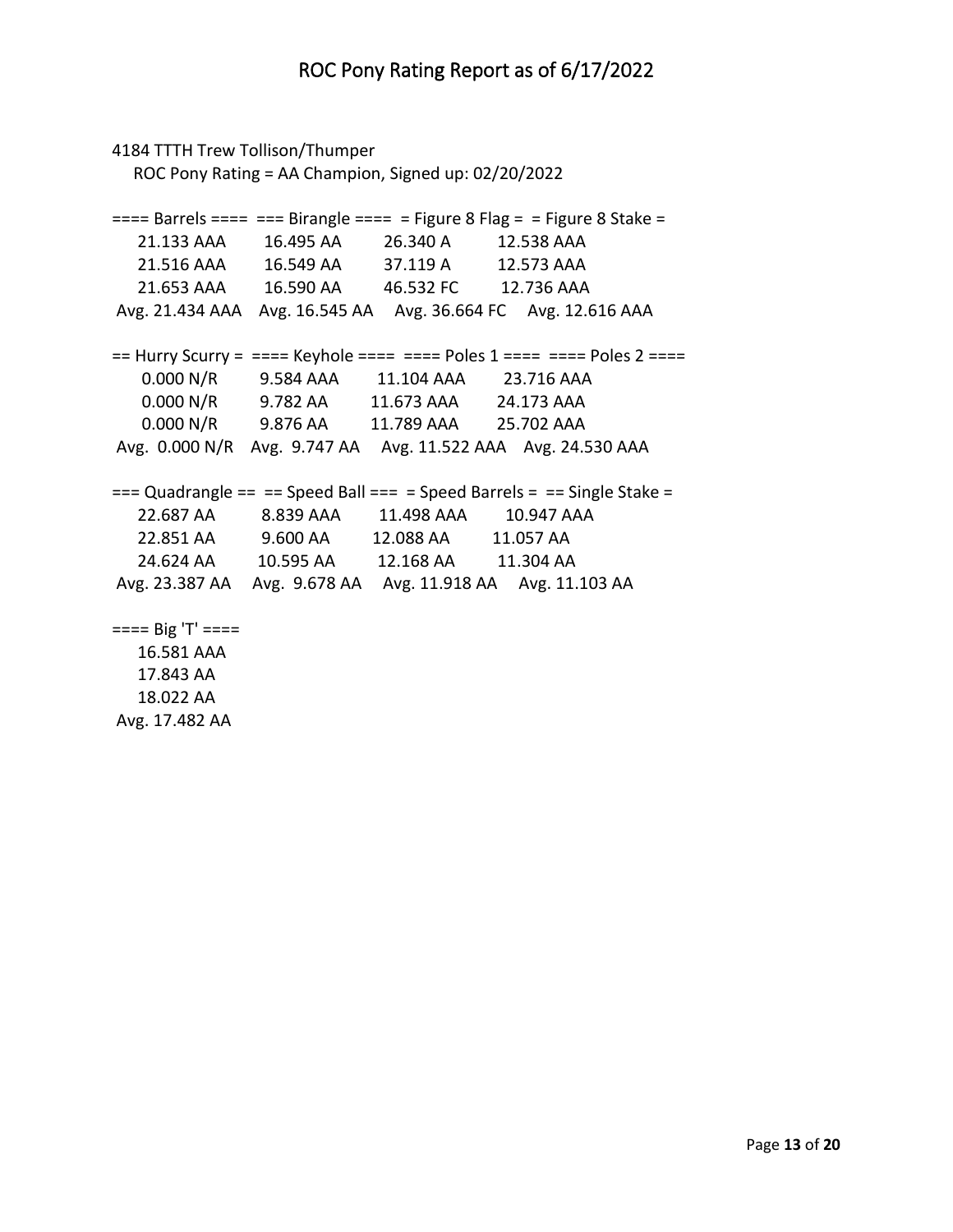4184 TTTH Trew Tollison/Thumper

ROC Pony Rating = AA Champion, Signed up: 02/20/2022

| Barrels | Birangle | Figure 8 Flag | Figure 8 Stake |
|---|---|---|---|
| 21.133 AAA | 16.495 AA | 26.340 A | 12.538 AAA |
| 21.516 AAA | 16.549 AA | 37.119 A | 12.573 AAA |
| 21.653 AAA | 16.590 AA | 46.532 FC | 12.736 AAA |
| Avg. 21.434 AAA | Avg. 16.545 AA | Avg. 36.664 FC | Avg. 12.616 AAA |

| Hurry Scurry | Keyhole | Poles 1 | Poles 2 |
|---|---|---|---|
| 0.000 N/R | 9.584 AAA | 11.104 AAA | 23.716 AAA |
| 0.000 N/R | 9.782 AA | 11.673 AAA | 24.173 AAA |
| 0.000 N/R | 9.876 AA | 11.789 AAA | 25.702 AAA |
| Avg. 0.000 N/R | Avg. 9.747 AA | Avg. 11.522 AAA | Avg. 24.530 AAA |

| Quadrangle | Speed Ball | Speed Barrels | Single Stake |
|---|---|---|---|
| 22.687 AA | 8.839 AAA | 11.498 AAA | 10.947 AAA |
| 22.851 AA | 9.600 AA | 12.088 AA | 11.057 AA |
| 24.624 AA | 10.595 AA | 12.168 AA | 11.304 AA |
| Avg. 23.387 AA | Avg. 9.678 AA | Avg. 11.918 AA | Avg. 11.103 AA |

| Big 'T' |
|---|
| 16.581 AAA |
| 17.843 AA |
| 18.022 AA |
| Avg. 17.482 AA |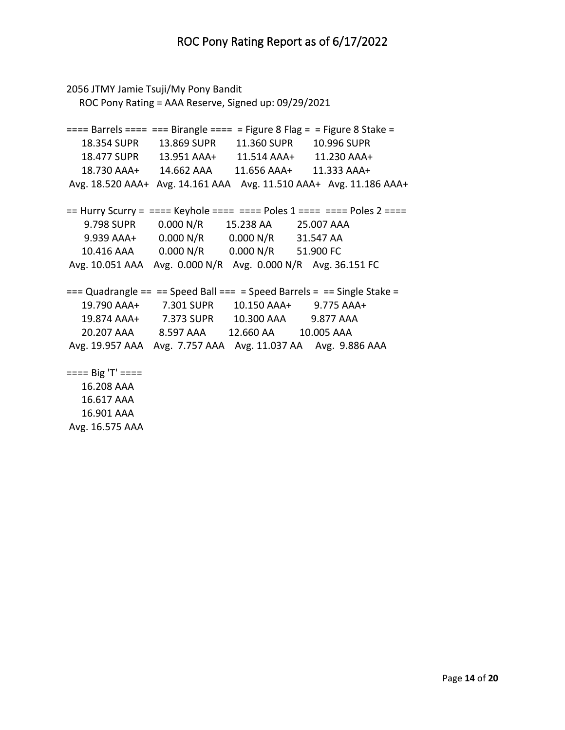# ROC Pony Rating Report as of 6/17/2022

2056 JTMY Jamie Tsuji/My Pony Bandit
ROC Pony Rating = AAA Reserve, Signed up: 09/29/2021

| Barrels | Birangle | Figure 8 Flag | Figure 8 Stake |
|---|---|---|---|
| 18.354 SUPR | 13.869 SUPR | 11.360 SUPR | 10.996 SUPR |
| 18.477 SUPR | 13.951 AAA+ | 11.514 AAA+ | 11.230 AAA+ |
| 18.730 AAA+ | 14.662 AAA | 11.656 AAA+ | 11.333 AAA+ |
| Avg. 18.520 AAA+ | Avg. 14.161 AAA | Avg. 11.510 AAA+ | Avg. 11.186 AAA+ |

| Hurry Scurry | Keyhole | Poles 1 | Poles 2 |
|---|---|---|---|
| 9.798 SUPR | 0.000 N/R | 15.238 AA | 25.007 AAA |
| 9.939 AAA+ | 0.000 N/R | 0.000 N/R | 31.547 AA |
| 10.416 AAA | 0.000 N/R | 0.000 N/R | 51.900 FC |
| Avg. 10.051 AAA | Avg. 0.000 N/R | Avg. 0.000 N/R | Avg. 36.151 FC |

| Quadrangle | Speed Ball | Speed Barrels | Single Stake |
|---|---|---|---|
| 19.790 AAA+ | 7.301 SUPR | 10.150 AAA+ | 9.775 AAA+ |
| 19.874 AAA+ | 7.373 SUPR | 10.300 AAA | 9.877 AAA |
| 20.207 AAA | 8.597 AAA | 12.660 AA | 10.005 AAA |
| Avg. 19.957 AAA | Avg. 7.757 AAA | Avg. 11.037 AA | Avg. 9.886 AAA |

| Big 'T' |
|---|
| 16.208 AAA |
| 16.617 AAA |
| 16.901 AAA |
| Avg. 16.575 AAA |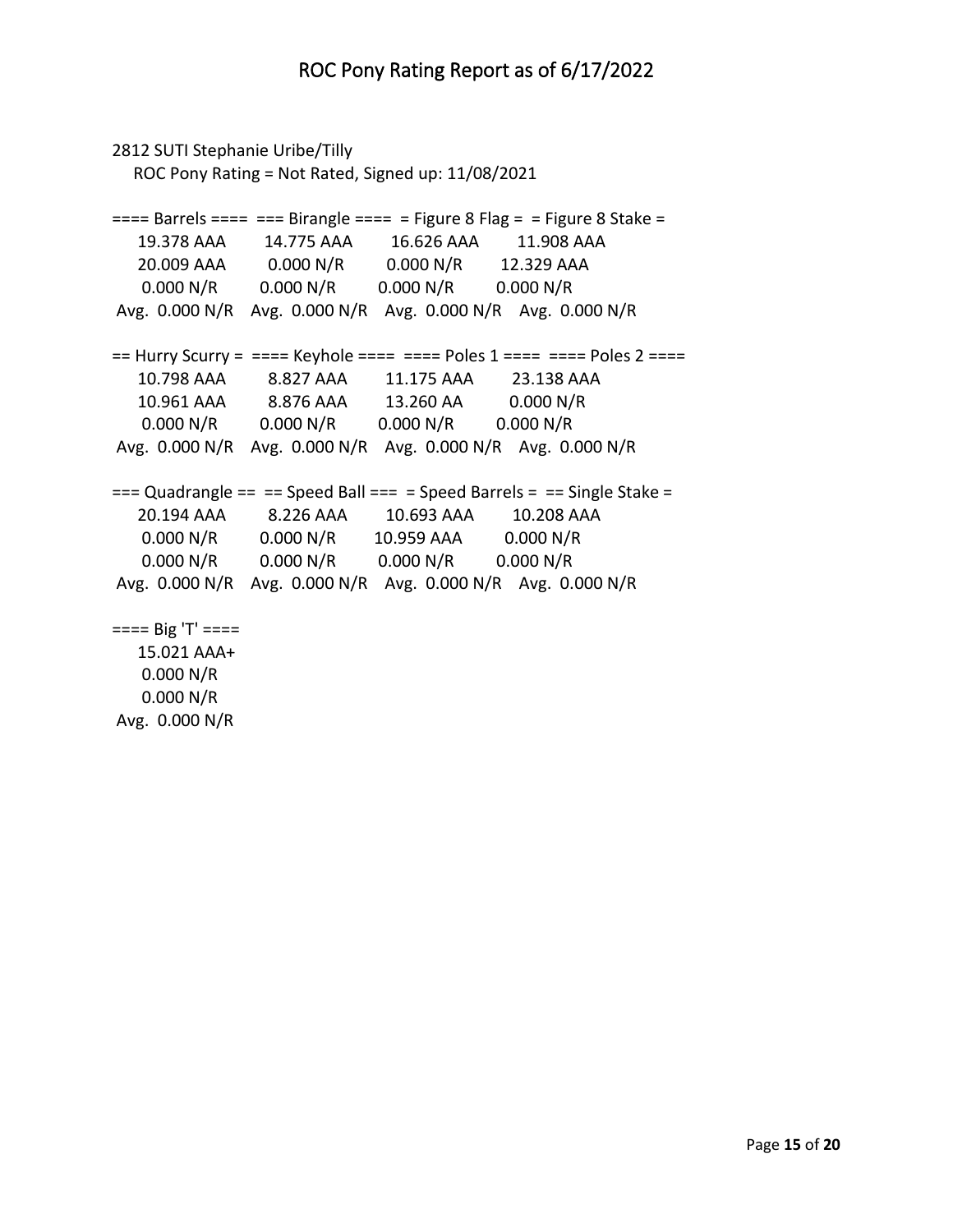2812 SUTI Stephanie Uribe/Tilly

ROC Pony Rating = Not Rated, Signed up: 11/08/2021

| ==== Barrels ==== | === Birangle ==== | = Figure 8 Flag = | = Figure 8 Stake = |
|---|---|---|---|
| 19.378 AAA | 14.775 AAA | 16.626 AAA | 11.908 AAA |
| 20.009 AAA | 0.000 N/R | 0.000 N/R | 12.329 AAA |
| 0.000 N/R | 0.000 N/R | 0.000 N/R | 0.000 N/R |
| Avg. 0.000 N/R | Avg. 0.000 N/R | Avg. 0.000 N/R | Avg. 0.000 N/R |

| == Hurry Scurry = | ==== Keyhole ==== | ==== Poles 1 ==== | ==== Poles 2 ==== |
|---|---|---|---|
| 10.798 AAA | 8.827 AAA | 11.175 AAA | 23.138 AAA |
| 10.961 AAA | 8.876 AAA | 13.260 AA | 0.000 N/R |
| 0.000 N/R | 0.000 N/R | 0.000 N/R | 0.000 N/R |
| Avg. 0.000 N/R | Avg. 0.000 N/R | Avg. 0.000 N/R | Avg. 0.000 N/R |

| === Quadrangle == | == Speed Ball === | = Speed Barrels = | == Single Stake = |
|---|---|---|---|
| 20.194 AAA | 8.226 AAA | 10.693 AAA | 10.208 AAA |
| 0.000 N/R | 0.000 N/R | 10.959 AAA | 0.000 N/R |
| 0.000 N/R | 0.000 N/R | 0.000 N/R | 0.000 N/R |
| Avg. 0.000 N/R | Avg. 0.000 N/R | Avg. 0.000 N/R | Avg. 0.000 N/R |

| ==== Big 'T' ==== |
|---|
| 15.021 AAA+ |
| 0.000 N/R |
| 0.000 N/R |
| Avg. 0.000 N/R |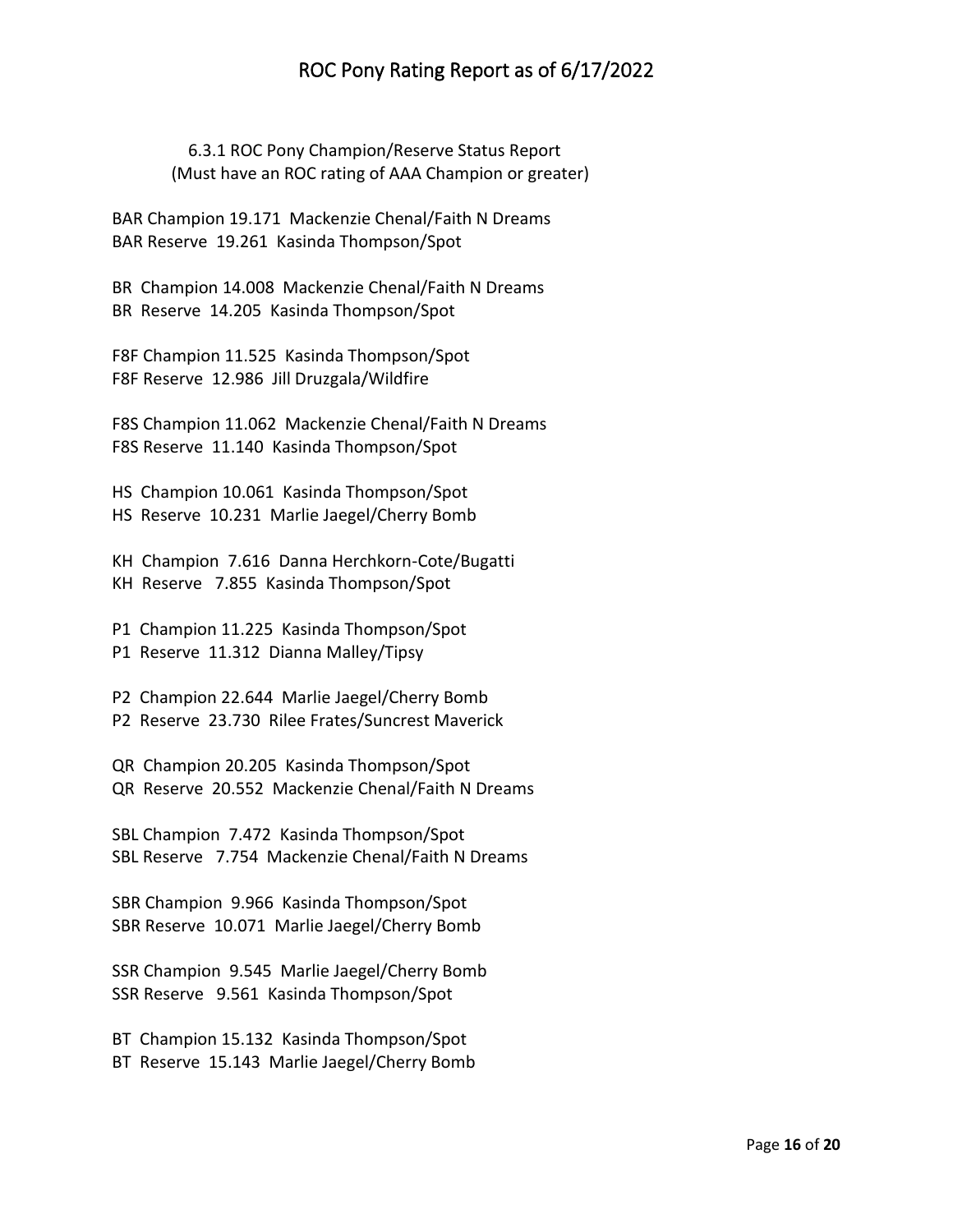6.3.1 ROC Pony Champion/Reserve Status Report
(Must have an ROC rating of AAA Champion or greater)

BAR Champion 19.171 Mackenzie Chenal/Faith N Dreams
BAR Reserve 19.261 Kasinda Thompson/Spot

BR Champion 14.008 Mackenzie Chenal/Faith N Dreams
BR Reserve 14.205 Kasinda Thompson/Spot

F8F Champion 11.525 Kasinda Thompson/Spot
F8F Reserve 12.986 Jill Druzgala/Wildfire

F8S Champion 11.062 Mackenzie Chenal/Faith N Dreams
F8S Reserve 11.140 Kasinda Thompson/Spot

HS Champion 10.061 Kasinda Thompson/Spot
HS Reserve 10.231 Marlie Jaegel/Cherry Bomb

KH Champion 7.616 Danna Herchkorn-Cote/Bugatti
KH Reserve 7.855 Kasinda Thompson/Spot

P1 Champion 11.225 Kasinda Thompson/Spot
P1 Reserve 11.312 Dianna Malley/Tipsy

P2 Champion 22.644 Marlie Jaegel/Cherry Bomb
P2 Reserve 23.730 Rilee Frates/Suncrest Maverick

QR Champion 20.205 Kasinda Thompson/Spot
QR Reserve 20.552 Mackenzie Chenal/Faith N Dreams

SBL Champion 7.472 Kasinda Thompson/Spot
SBL Reserve 7.754 Mackenzie Chenal/Faith N Dreams

SBR Champion 9.966 Kasinda Thompson/Spot
SBR Reserve 10.071 Marlie Jaegel/Cherry Bomb

SSR Champion 9.545 Marlie Jaegel/Cherry Bomb
SSR Reserve 9.561 Kasinda Thompson/Spot

BT Champion 15.132 Kasinda Thompson/Spot
BT Reserve 15.143 Marlie Jaegel/Cherry Bomb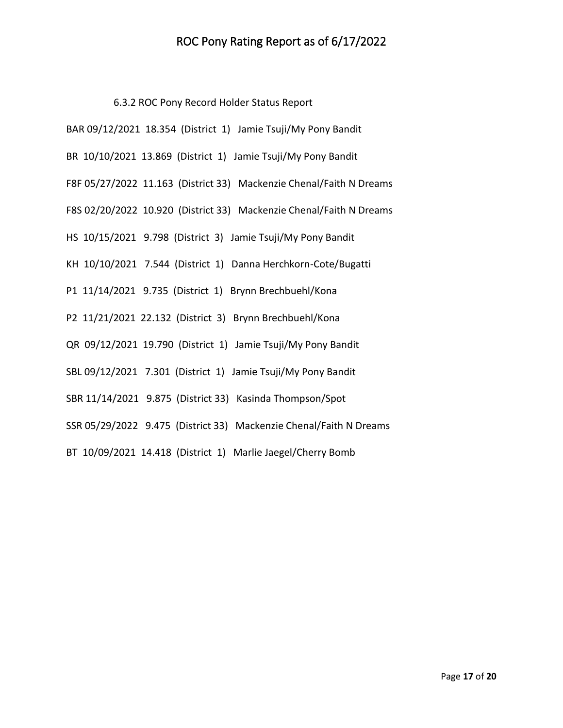# ROC Pony Rating Report as of 6/17/2022

### 6.3.2 ROC Pony Record Holder Status Report

BAR 09/12/2021 18.354 (District 1) Jamie Tsuji/My Pony Bandit

BR 10/10/2021 13.869 (District 1) Jamie Tsuji/My Pony Bandit

F8F 05/27/2022 11.163 (District 33) Mackenzie Chenal/Faith N Dreams

F8S 02/20/2022 10.920 (District 33) Mackenzie Chenal/Faith N Dreams

HS 10/15/2021 9.798 (District 3) Jamie Tsuji/My Pony Bandit

KH 10/10/2021 7.544 (District 1) Danna Herchkorn-Cote/Bugatti

P1 11/14/2021 9.735 (District 1) Brynn Brechbuehl/Kona

P2 11/21/2021 22.132 (District 3) Brynn Brechbuehl/Kona

QR 09/12/2021 19.790 (District 1) Jamie Tsuji/My Pony Bandit

SBL 09/12/2021 7.301 (District 1) Jamie Tsuji/My Pony Bandit

SBR 11/14/2021 9.875 (District 33) Kasinda Thompson/Spot

SSR 05/29/2022 9.475 (District 33) Mackenzie Chenal/Faith N Dreams

BT 10/09/2021 14.418 (District 1) Marlie Jaegel/Cherry Bomb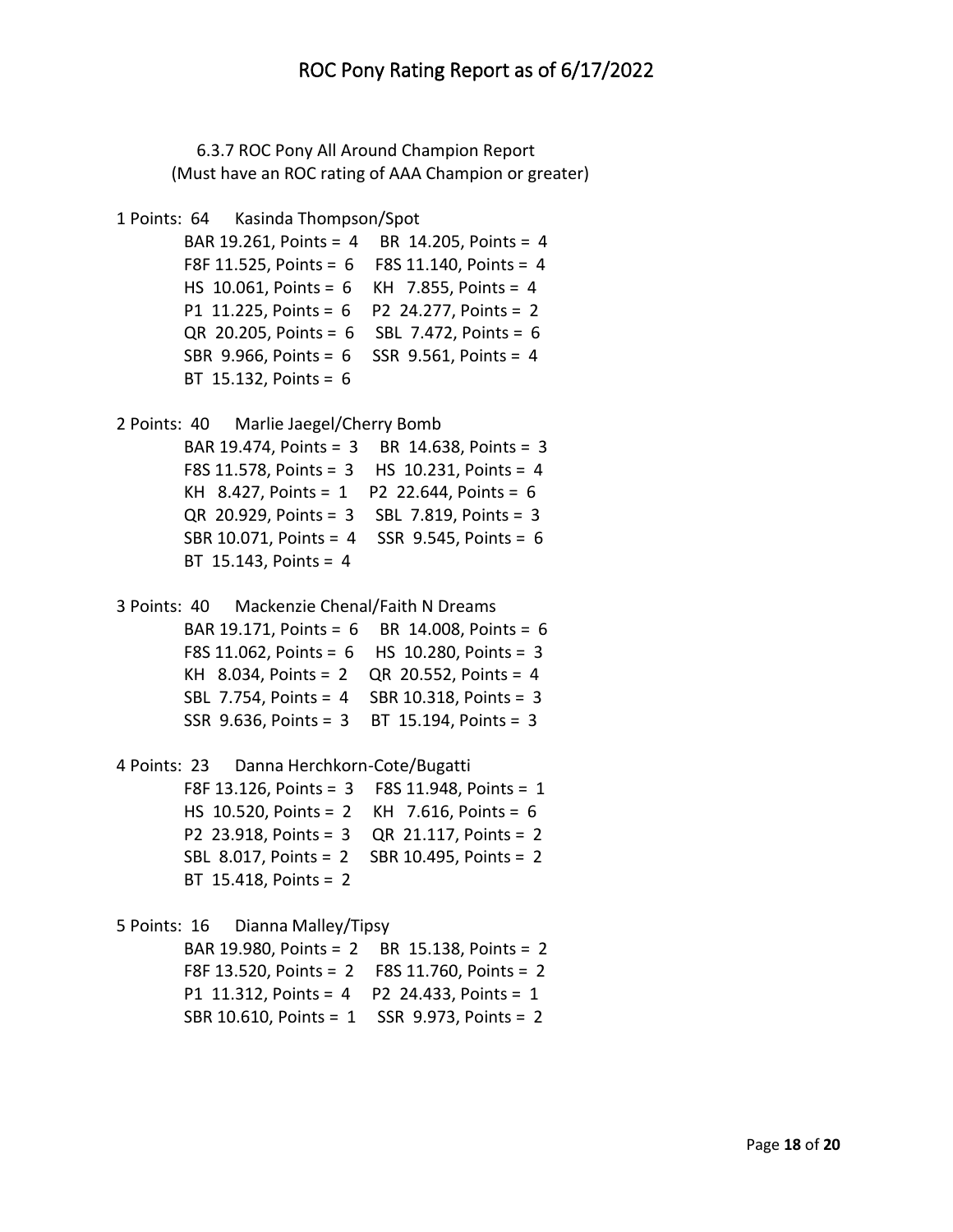6.3.7 ROC Pony All Around Champion Report
(Must have an ROC rating of AAA Champion or greater)

1 Points: 64 Kasinda Thompson/Spot
- BAR 19.261, Points = 4 BR 14.205, Points = 4
- F8F 11.525, Points = 6 F8S 11.140, Points = 4
- HS 10.061, Points = 6 KH 7.855, Points = 4
- P1 11.225, Points = 6 P2 24.277, Points = 2
- QR 20.205, Points = 6 SBL 7.472, Points = 6
- SBR 9.966, Points = 6 SSR 9.561, Points = 4
- BT 15.132, Points = 6

2 Points: 40 Marlie Jaegel/Cherry Bomb
- BAR 19.474, Points = 3 BR 14.638, Points = 3
- F8S 11.578, Points = 3 HS 10.231, Points = 4
- KH 8.427, Points = 1 P2 22.644, Points = 6
- QR 20.929, Points = 3 SBL 7.819, Points = 3
- SBR 10.071, Points = 4 SSR 9.545, Points = 6
- BT 15.143, Points = 4

3 Points: 40 Mackenzie Chenal/Faith N Dreams
- BAR 19.171, Points = 6 BR 14.008, Points = 6
- F8S 11.062, Points = 6 HS 10.280, Points = 3
- KH 8.034, Points = 2 QR 20.552, Points = 4
- SBL 7.754, Points = 4 SBR 10.318, Points = 3
- SSR 9.636, Points = 3 BT 15.194, Points = 3

4 Points: 23 Danna Herchkorn-Cote/Bugatti
- F8F 13.126, Points = 3 F8S 11.948, Points = 1
- HS 10.520, Points = 2 KH 7.616, Points = 6
- P2 23.918, Points = 3 QR 21.117, Points = 2
- SBL 8.017, Points = 2 SBR 10.495, Points = 2
- BT 15.418, Points = 2

5 Points: 16 Dianna Malley/Tipsy
- BAR 19.980, Points = 2 BR 15.138, Points = 2
- F8F 13.520, Points = 2 F8S 11.760, Points = 2
- P1 11.312, Points = 4 P2 24.433, Points = 1
- SBR 10.610, Points = 1 SSR 9.973, Points = 2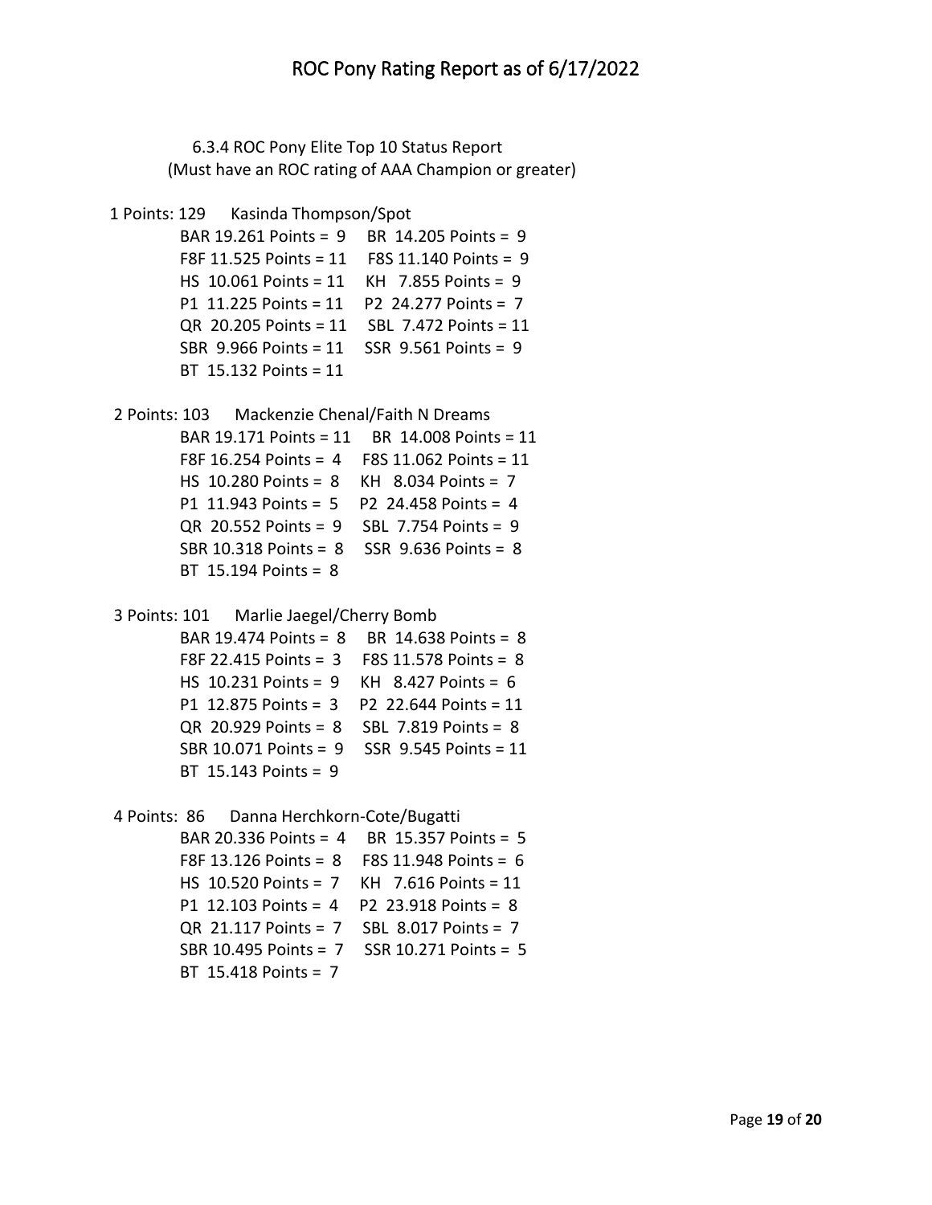6.3.4 ROC Pony Elite Top 10 Status Report
(Must have an ROC rating of AAA Champion or greater)

1 Points: 129 Kasinda Thompson/Spot

BAR 19.261 Points = 9 BR 14.205 Points = 9
F8F 11.525 Points = 11 F8S 11.140 Points = 9
HS 10.061 Points = 11 KH 7.855 Points = 9
P1 11.225 Points = 11 P2 24.277 Points = 7
QR 20.205 Points = 11 SBL 7.472 Points = 11
SBR 9.966 Points = 11 SSR 9.561 Points = 9
BT 15.132 Points = 11

2 Points: 103 Mackenzie Chenal/Faith N Dreams

BAR 19.171 Points = 11 BR 14.008 Points = 11
F8F 16.254 Points = 4 F8S 11.062 Points = 11
HS 10.280 Points = 8 KH 8.034 Points = 7
P1 11.943 Points = 5 P2 24.458 Points = 4
QR 20.552 Points = 9 SBL 7.754 Points = 9
SBR 10.318 Points = 8 SSR 9.636 Points = 8
BT 15.194 Points = 8

3 Points: 101 Marlie Jaegel/Cherry Bomb

BAR 19.474 Points = 8 BR 14.638 Points = 8
F8F 22.415 Points = 3 F8S 11.578 Points = 8
HS 10.231 Points = 9 KH 8.427 Points = 6
P1 12.875 Points = 3 P2 22.644 Points = 11
QR 20.929 Points = 8 SBL 7.819 Points = 8
SBR 10.071 Points = 9 SSR 9.545 Points = 11
BT 15.143 Points = 9

4 Points: 86 Danna Herchkorn-Cote/Bugatti

BAR 20.336 Points = 4 BR 15.357 Points = 5
F8F 13.126 Points = 8 F8S 11.948 Points = 6
HS 10.520 Points = 7 KH 7.616 Points = 11
P1 12.103 Points = 4 P2 23.918 Points = 8
QR 21.117 Points = 7 SBL 8.017 Points = 7
SBR 10.495 Points = 7 SSR 10.271 Points = 5
BT 15.418 Points = 7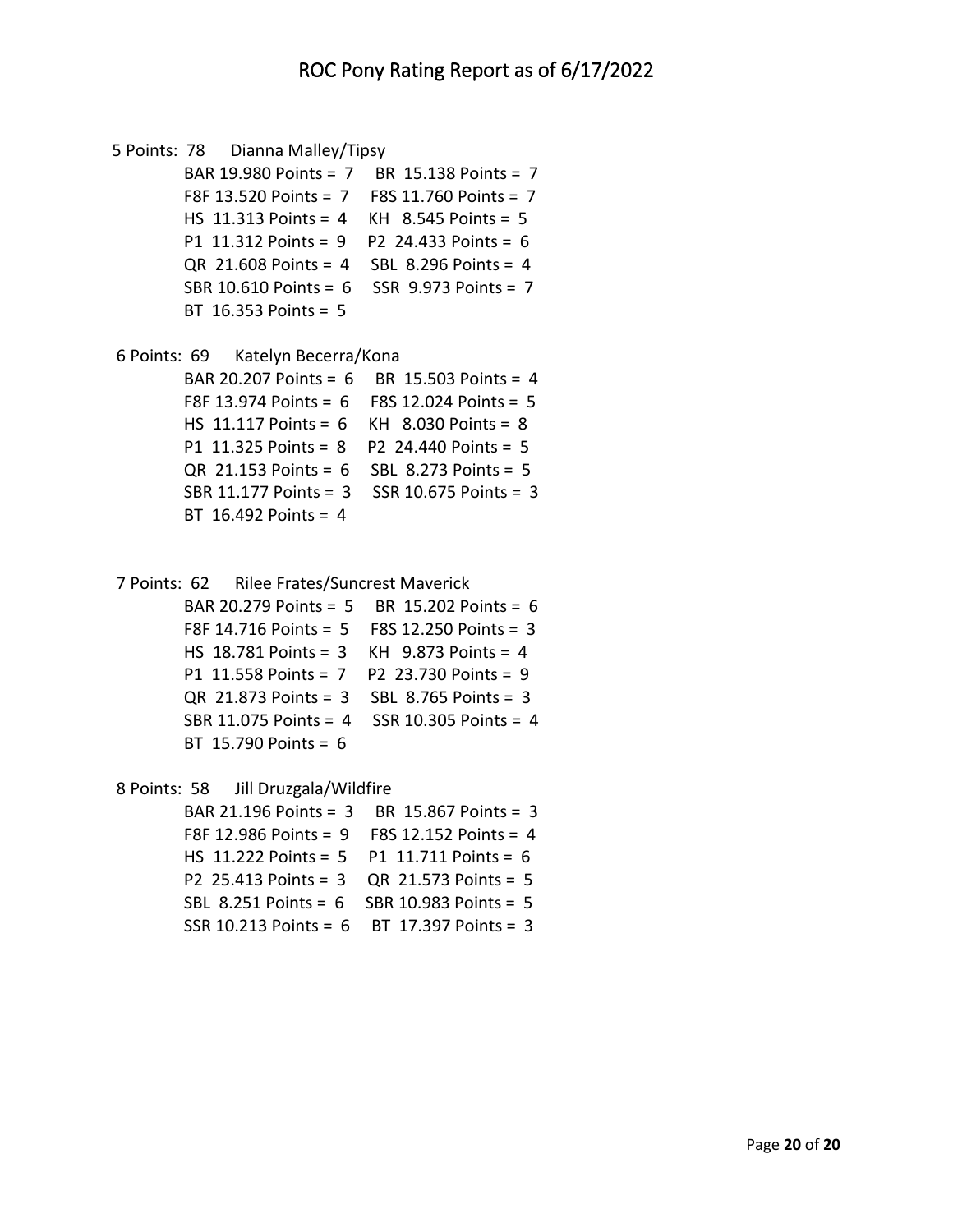# ROC Pony Rating Report as of 6/17/2022

5 Points: 78 Dianna Malley/Tipsy

BAR 19.980 Points = 7 BR 15.138 Points = 7
F8F 13.520 Points = 7 F8S 11.760 Points = 7
HS 11.313 Points = 4 KH 8.545 Points = 5
P1 11.312 Points = 9 P2 24.433 Points = 6
QR 21.608 Points = 4 SBL 8.296 Points = 4
SBR 10.610 Points = 6 SSR 9.973 Points = 7
BT 16.353 Points = 5

6 Points: 69 Katelyn Becerra/Kona

BAR 20.207 Points = 6 BR 15.503 Points = 4
F8F 13.974 Points = 6 F8S 12.024 Points = 5
HS 11.117 Points = 6 KH 8.030 Points = 8
P1 11.325 Points = 8 P2 24.440 Points = 5
QR 21.153 Points = 6 SBL 8.273 Points = 5
SBR 11.177 Points = 3 SSR 10.675 Points = 3
BT 16.492 Points = 4

7 Points: 62 Rilee Frates/Suncrest Maverick

BAR 20.279 Points = 5 BR 15.202 Points = 6
F8F 14.716 Points = 5 F8S 12.250 Points = 3
HS 18.781 Points = 3 KH 9.873 Points = 4
P1 11.558 Points = 7 P2 23.730 Points = 9
QR 21.873 Points = 3 SBL 8.765 Points = 3
SBR 11.075 Points = 4 SSR 10.305 Points = 4
BT 15.790 Points = 6

8 Points: 58 Jill Druzgala/Wildfire

BAR 21.196 Points = 3 BR 15.867 Points = 3
F8F 12.986 Points = 9 F8S 12.152 Points = 4
HS 11.222 Points = 5 P1 11.711 Points = 6
P2 25.413 Points = 3 QR 21.573 Points = 5
SBL 8.251 Points = 6 SBR 10.983 Points = 5
SSR 10.213 Points = 6 BT 17.397 Points = 3